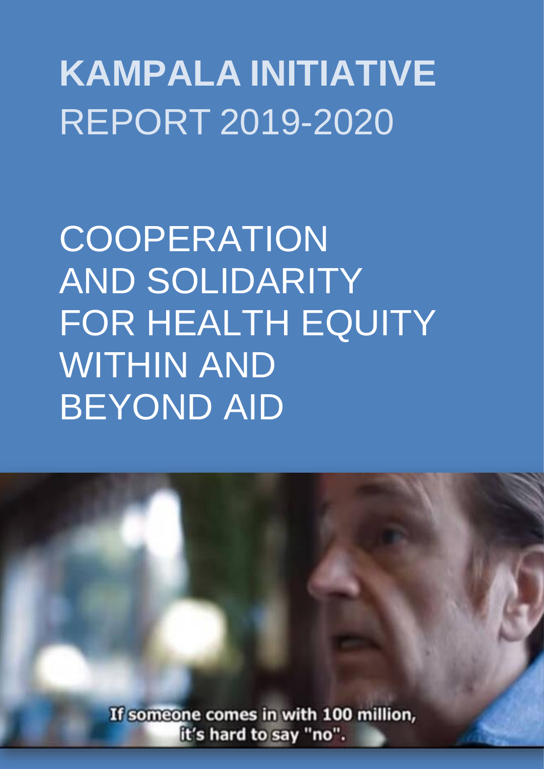# KAMPALA INITIATIVE
REPORT 2019-2020

# COOPERATION AND SOLIDARITY FOR HEALTH EQUITY WITHIN AND BEYOND AID

If someone comes in with 100 million, it's hard to say "no".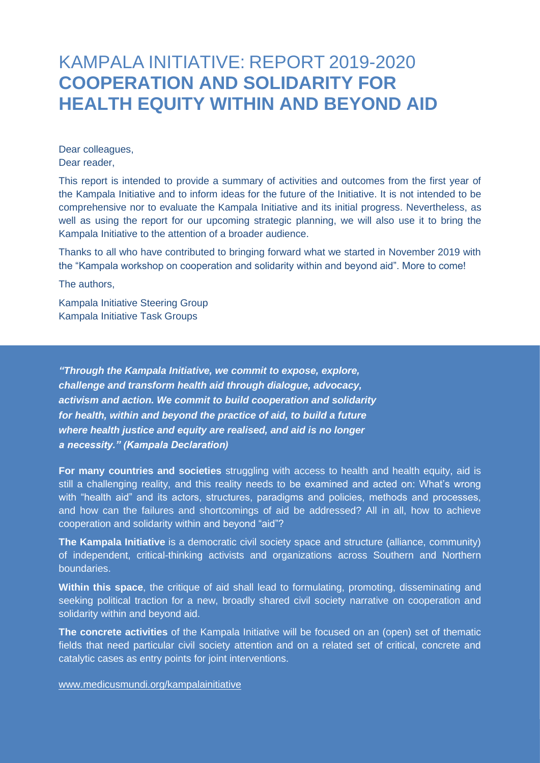# KAMPALA INITIATIVE: REPORT 2019-2020
# **COOPERATION AND SOLIDARITY FOR HEALTH EQUITY WITHIN AND BEYOND AID**

Dear colleagues,
Dear reader,

This report is intended to provide a summary of activities and outcomes from the first year of the Kampala Initiative and to inform ideas for the future of the Initiative. It is not intended to be comprehensive nor to evaluate the Kampala Initiative and its initial progress. Nevertheless, as well as using the report for our upcoming strategic planning, we will also use it to bring the Kampala Initiative to the attention of a broader audience.

Thanks to all who have contributed to bringing forward what we started in November 2019 with the "Kampala workshop on cooperation and solidarity within and beyond aid". More to come!

The authors,

Kampala Initiative Steering Group
Kampala Initiative Task Groups

***"Through the Kampala Initiative, we commit to expose, explore, challenge and transform health aid through dialogue, advocacy, activism and action. We commit to build cooperation and solidarity for health, within and beyond the practice of aid, to build a future where health justice and equity are realised, and aid is no longer a necessity." (Kampala Declaration)***

**For many countries and societies** struggling with access to health and health equity, aid is still a challenging reality, and this reality needs to be examined and acted on: What's wrong with "health aid" and its actors, structures, paradigms and policies, methods and processes, and how can the failures and shortcomings of aid be addressed? All in all, how to achieve cooperation and solidarity within and beyond "aid"?

**The Kampala Initiative** is a democratic civil society space and structure (alliance, community) of independent, critical-thinking activists and organizations across Southern and Northern boundaries.

**Within this space**, the critique of aid shall lead to formulating, promoting, disseminating and seeking political traction for a new, broadly shared civil society narrative on cooperation and solidarity within and beyond aid.

**The concrete activities** of the Kampala Initiative will be focused on an (open) set of thematic fields that need particular civil society attention and on a related set of critical, concrete and catalytic cases as entry points for joint interventions.

www.medicusmundi.org/kampalainitiative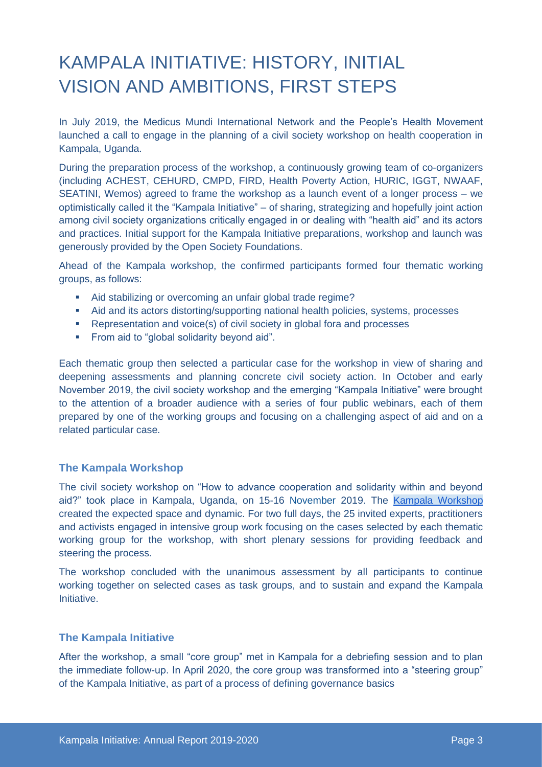# KAMPALA INITIATIVE: HISTORY, INITIAL VISION AND AMBITIONS, FIRST STEPS

In July 2019, the Medicus Mundi International Network and the People's Health Movement launched a call to engage in the planning of a civil society workshop on health cooperation in Kampala, Uganda.

During the preparation process of the workshop, a continuously growing team of co-organizers (including ACHEST, CEHURD, CMPD, FIRD, Health Poverty Action, HURIC, IGGT, NWAAF, SEATINI, Wemos) agreed to frame the workshop as a launch event of a longer process – we optimistically called it the "Kampala Initiative" – of sharing, strategizing and hopefully joint action among civil society organizations critically engaged in or dealing with "health aid" and its actors and practices. Initial support for the Kampala Initiative preparations, workshop and launch was generously provided by the Open Society Foundations.

Ahead of the Kampala workshop, the confirmed participants formed four thematic working groups, as follows:

- Aid stabilizing or overcoming an unfair global trade regime?
- Aid and its actors distorting/supporting national health policies, systems, processes
- Representation and voice(s) of civil society in global fora and processes
- From aid to "global solidarity beyond aid".

Each thematic group then selected a particular case for the workshop in view of sharing and deepening assessments and planning concrete civil society action. In October and early November 2019, the civil society workshop and the emerging "Kampala Initiative" were brought to the attention of a broader audience with a series of four public webinars, each of them prepared by one of the working groups and focusing on a challenging aspect of aid and on a related particular case.

### The Kampala Workshop

The civil society workshop on "How to advance cooperation and solidarity within and beyond aid?" took place in Kampala, Uganda, on 15-16 November 2019. The Kampala Workshop created the expected space and dynamic. For two full days, the 25 invited experts, practitioners and activists engaged in intensive group work focusing on the cases selected by each thematic working group for the workshop, with short plenary sessions for providing feedback and steering the process.

The workshop concluded with the unanimous assessment by all participants to continue working together on selected cases as task groups, and to sustain and expand the Kampala Initiative.

### The Kampala Initiative

After the workshop, a small "core group" met in Kampala for a debriefing session and to plan the immediate follow-up. In April 2020, the core group was transformed into a "steering group" of the Kampala Initiative, as part of a process of defining governance basics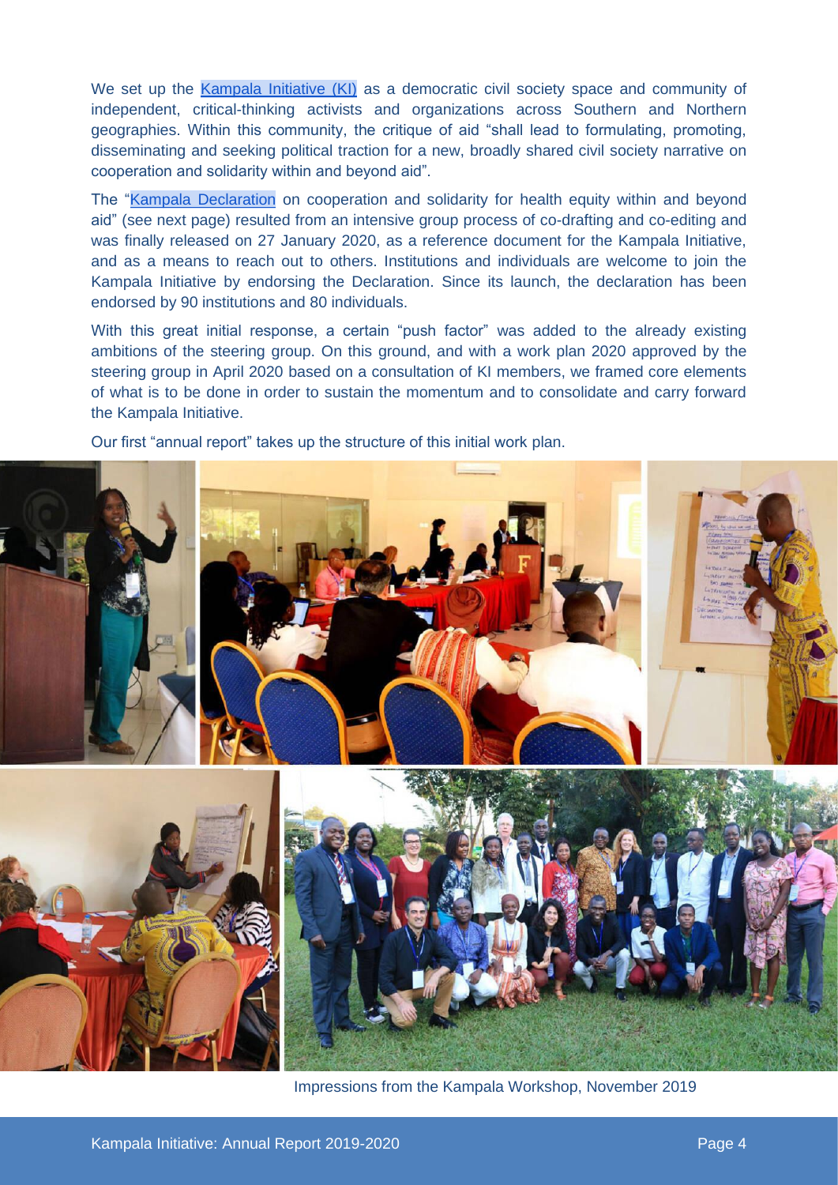We set up the Kampala Initiative (KI) as a democratic civil society space and community of independent, critical-thinking activists and organizations across Southern and Northern geographies. Within this community, the critique of aid "shall lead to formulating, promoting, disseminating and seeking political traction for a new, broadly shared civil society narrative on cooperation and solidarity within and beyond aid".

The "Kampala Declaration on cooperation and solidarity for health equity within and beyond aid" (see next page) resulted from an intensive group process of co-drafting and co-editing and was finally released on 27 January 2020, as a reference document for the Kampala Initiative, and as a means to reach out to others. Institutions and individuals are welcome to join the Kampala Initiative by endorsing the Declaration. Since its launch, the declaration has been endorsed by 90 institutions and 80 individuals.

With this great initial response, a certain "push factor" was added to the already existing ambitions of the steering group. On this ground, and with a work plan 2020 approved by the steering group in April 2020 based on a consultation of KI members, we framed core elements of what is to be done in order to sustain the momentum and to consolidate and carry forward the Kampala Initiative.

Our first "annual report" takes up the structure of this initial work plan.

Impressions from the Kampala Workshop, November 2019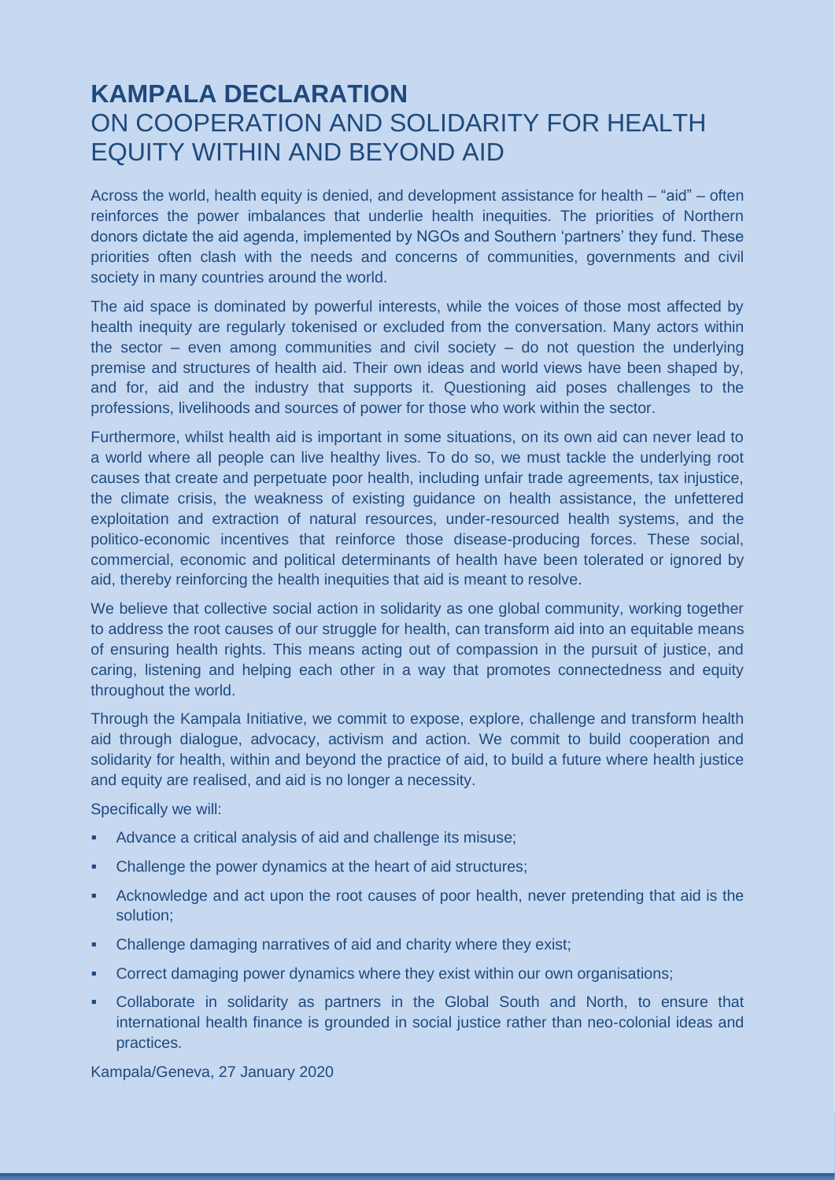# KAMPALA DECLARATION
# ON COOPERATION AND SOLIDARITY FOR HEALTH EQUITY WITHIN AND BEYOND AID

Across the world, health equity is denied, and development assistance for health – "aid" – often reinforces the power imbalances that underlie health inequities. The priorities of Northern donors dictate the aid agenda, implemented by NGOs and Southern 'partners' they fund. These priorities often clash with the needs and concerns of communities, governments and civil society in many countries around the world.

The aid space is dominated by powerful interests, while the voices of those most affected by health inequity are regularly tokenised or excluded from the conversation. Many actors within the sector – even among communities and civil society – do not question the underlying premise and structures of health aid. Their own ideas and world views have been shaped by, and for, aid and the industry that supports it. Questioning aid poses challenges to the professions, livelihoods and sources of power for those who work within the sector.

Furthermore, whilst health aid is important in some situations, on its own aid can never lead to a world where all people can live healthy lives. To do so, we must tackle the underlying root causes that create and perpetuate poor health, including unfair trade agreements, tax injustice, the climate crisis, the weakness of existing guidance on health assistance, the unfettered exploitation and extraction of natural resources, under-resourced health systems, and the politico-economic incentives that reinforce those disease-producing forces. These social, commercial, economic and political determinants of health have been tolerated or ignored by aid, thereby reinforcing the health inequities that aid is meant to resolve.

We believe that collective social action in solidarity as one global community, working together to address the root causes of our struggle for health, can transform aid into an equitable means of ensuring health rights. This means acting out of compassion in the pursuit of justice, and caring, listening and helping each other in a way that promotes connectedness and equity throughout the world.

Through the Kampala Initiative, we commit to expose, explore, challenge and transform health aid through dialogue, advocacy, activism and action. We commit to build cooperation and solidarity for health, within and beyond the practice of aid, to build a future where health justice and equity are realised, and aid is no longer a necessity.

Specifically we will:

- Advance a critical analysis of aid and challenge its misuse;
- Challenge the power dynamics at the heart of aid structures;
- Acknowledge and act upon the root causes of poor health, never pretending that aid is the solution;
- Challenge damaging narratives of aid and charity where they exist;
- Correct damaging power dynamics where they exist within our own organisations;
- Collaborate in solidarity as partners in the Global South and North, to ensure that international health finance is grounded in social justice rather than neo-colonial ideas and practices.

Kampala/Geneva, 27 January 2020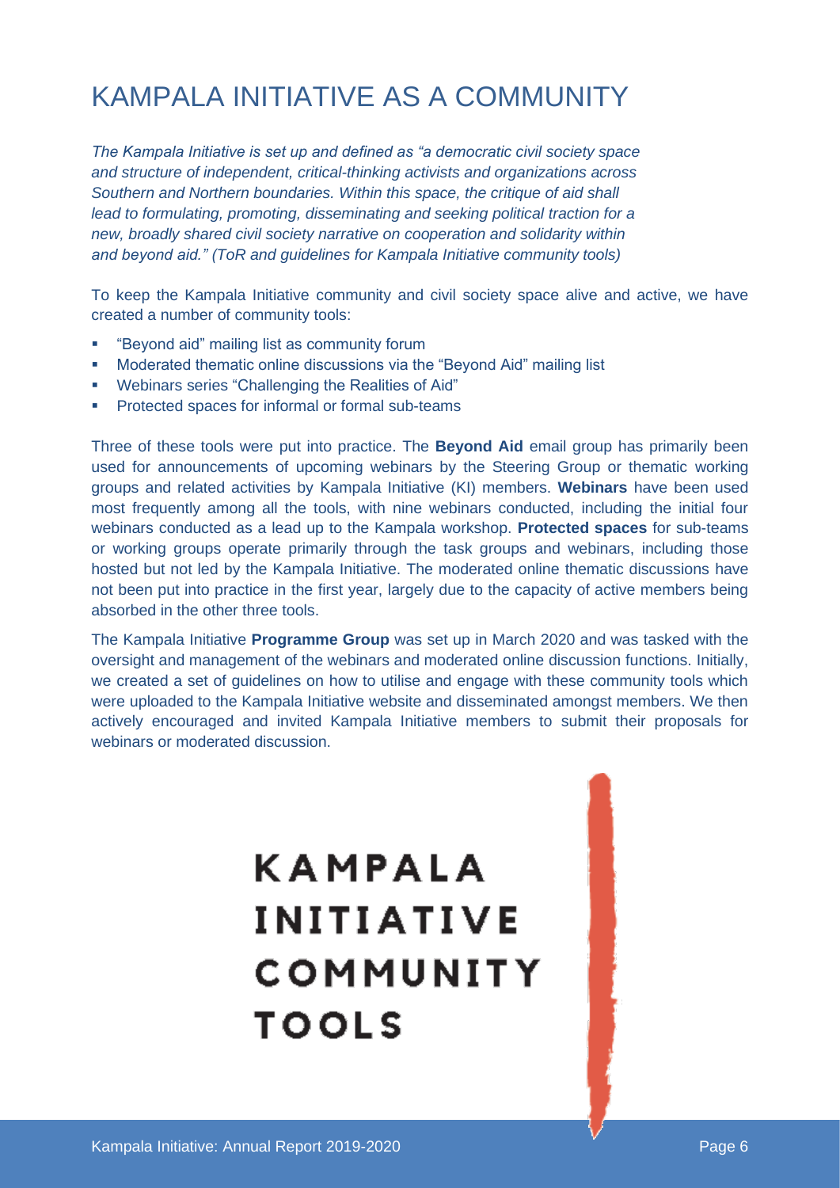# KAMPALA INITIATIVE AS A COMMUNITY

*The Kampala Initiative is set up and defined as "a democratic civil society space and structure of independent, critical-thinking activists and organizations across Southern and Northern boundaries. Within this space, the critique of aid shall lead to formulating, promoting, disseminating and seeking political traction for a new, broadly shared civil society narrative on cooperation and solidarity within and beyond aid." (ToR and guidelines for Kampala Initiative community tools)*

To keep the Kampala Initiative community and civil society space alive and active, we have created a number of community tools:

- "Beyond aid" mailing list as community forum
- Moderated thematic online discussions via the "Beyond Aid" mailing list
- Webinars series "Challenging the Realities of Aid"
- Protected spaces for informal or formal sub-teams

Three of these tools were put into practice. The **Beyond Aid** email group has primarily been used for announcements of upcoming webinars by the Steering Group or thematic working groups and related activities by Kampala Initiative (KI) members. **Webinars** have been used most frequently among all the tools, with nine webinars conducted, including the initial four webinars conducted as a lead up to the Kampala workshop. **Protected spaces** for sub-teams or working groups operate primarily through the task groups and webinars, including those hosted but not led by the Kampala Initiative. The moderated online thematic discussions have not been put into practice in the first year, largely due to the capacity of active members being absorbed in the other three tools.

The Kampala Initiative **Programme Group** was set up in March 2020 and was tasked with the oversight and management of the webinars and moderated online discussion functions. Initially, we created a set of guidelines on how to utilise and engage with these community tools which were uploaded to the Kampala Initiative website and disseminated amongst members. We then actively encouraged and invited Kampala Initiative members to submit their proposals for webinars or moderated discussion.

KAMPALA INITIATIVE COMMUNITY TOOLS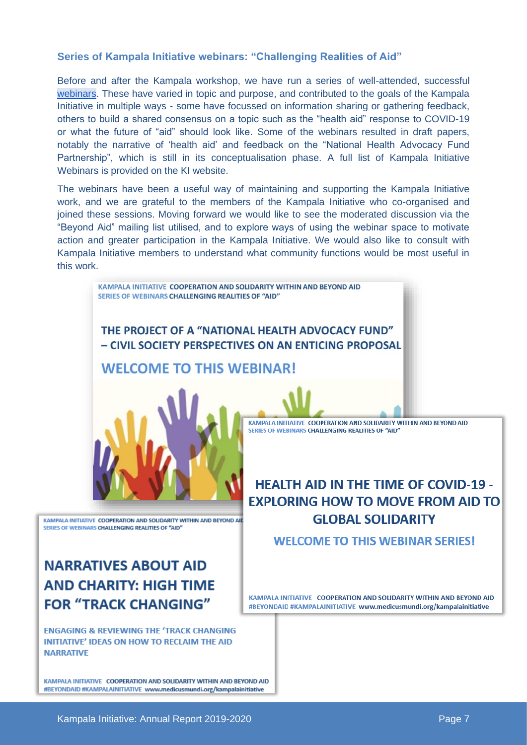### Series of Kampala Initiative webinars: "Challenging Realities of Aid"

Before and after the Kampala workshop, we have run a series of well-attended, successful webinars. These have varied in topic and purpose, and contributed to the goals of the Kampala Initiative in multiple ways - some have focussed on information sharing or gathering feedback, others to build a shared consensus on a topic such as the "health aid" response to COVID-19 or what the future of "aid" should look like. Some of the webinars resulted in draft papers, notably the narrative of 'health aid' and feedback on the "National Health Advocacy Fund Partnership", which is still in its conceptualisation phase. A full list of Kampala Initiative Webinars is provided on the KI website.

The webinars have been a useful way of maintaining and supporting the Kampala Initiative work, and we are grateful to the members of the Kampala Initiative who co-organised and joined these sessions. Moving forward we would like to see the moderated discussion via the "Beyond Aid" mailing list utilised, and to explore ways of using the webinar space to motivate action and greater participation in the Kampala Initiative. We would also like to consult with Kampala Initiative members to understand what community functions would be most useful in this work.

KAMPALA INITIATIVE COOPERATION AND SOLIDARITY WITHIN AND BEYOND AID
SERIES OF WEBINARS CHALLENGING REALITIES OF "AID"

**THE PROJECT OF A "NATIONAL HEALTH ADVOCACY FUND" – CIVIL SOCIETY PERSPECTIVES ON AN ENTICING PROPOSAL**

**WELCOME TO THIS WEBINAR!**

KAMPALA INITIATIVE COOPERATION AND SOLIDARITY WITHIN AND BEYOND AID
SERIES OF WEBINARS CHALLENGING REALITIES OF "AID"

**HEALTH AID IN THE TIME OF COVID-19 - EXPLORING HOW TO MOVE FROM AID TO GLOBAL SOLIDARITY**

**WELCOME TO THIS WEBINAR SERIES!**

KAMPALA INITIATIVE COOPERATION AND SOLIDARITY WITHIN AND BEYOND AID
#BEYONDAID #KAMPALAINITIATIVE www.medicusmundi.org/kampalainitiative

KAMPALA INITIATIVE COOPERATION AND SOLIDARITY WITHIN AND BEYOND AID
SERIES OF WEBINARS CHALLENGING REALITIES OF "AID"

**NARRATIVES ABOUT AID AND CHARITY: HIGH TIME FOR "TRACK CHANGING"**

**ENGAGING & REVIEWING THE 'TRACK CHANGING INITIATIVE' IDEAS ON HOW TO RECLAIM THE AID NARRATIVE**

KAMPALA INITIATIVE COOPERATION AND SOLIDARITY WITHIN AND BEYOND AID
#BEYONDAID #KAMPALAINITIATIVE www.medicusmundi.org/kampalainitiative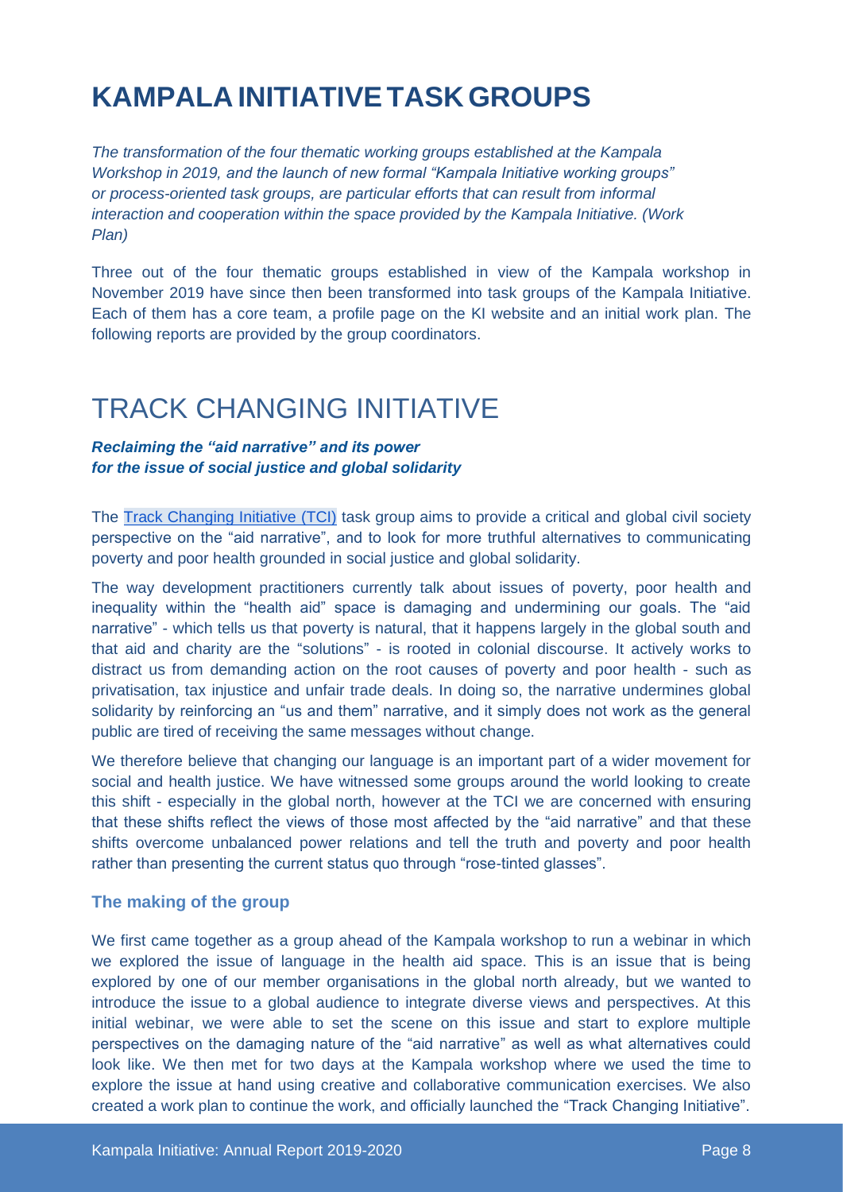# KAMPALA INITIATIVE TASK GROUPS

*The transformation of the four thematic working groups established at the Kampala Workshop in 2019, and the launch of new formal "Kampala Initiative working groups" or process-oriented task groups, are particular efforts that can result from informal interaction and cooperation within the space provided by the Kampala Initiative. (Work Plan)*

Three out of the four thematic groups established in view of the Kampala workshop in November 2019 have since then been transformed into task groups of the Kampala Initiative. Each of them has a core team, a profile page on the KI website and an initial work plan. The following reports are provided by the group coordinators.

# TRACK CHANGING INITIATIVE

***Reclaiming the "aid narrative" and its power for the issue of social justice and global solidarity***

The [Track Changing Initiative (TCI)] task group aims to provide a critical and global civil society perspective on the "aid narrative", and to look for more truthful alternatives to communicating poverty and poor health grounded in social justice and global solidarity.

The way development practitioners currently talk about issues of poverty, poor health and inequality within the "health aid" space is damaging and undermining our goals. The "aid narrative" - which tells us that poverty is natural, that it happens largely in the global south and that aid and charity are the "solutions" - is rooted in colonial discourse. It actively works to distract us from demanding action on the root causes of poverty and poor health - such as privatisation, tax injustice and unfair trade deals. In doing so, the narrative undermines global solidarity by reinforcing an "us and them" narrative, and it simply does not work as the general public are tired of receiving the same messages without change.

We therefore believe that changing our language is an important part of a wider movement for social and health justice. We have witnessed some groups around the world looking to create this shift - especially in the global north, however at the TCI we are concerned with ensuring that these shifts reflect the views of those most affected by the "aid narrative" and that these shifts overcome unbalanced power relations and tell the truth and poverty and poor health rather than presenting the current status quo through "rose-tinted glasses".

### The making of the group

We first came together as a group ahead of the Kampala workshop to run a webinar in which we explored the issue of language in the health aid space. This is an issue that is being explored by one of our member organisations in the global north already, but we wanted to introduce the issue to a global audience to integrate diverse views and perspectives. At this initial webinar, we were able to set the scene on this issue and start to explore multiple perspectives on the damaging nature of the "aid narrative" as well as what alternatives could look like. We then met for two days at the Kampala workshop where we used the time to explore the issue at hand using creative and collaborative communication exercises. We also created a work plan to continue the work, and officially launched the "Track Changing Initiative".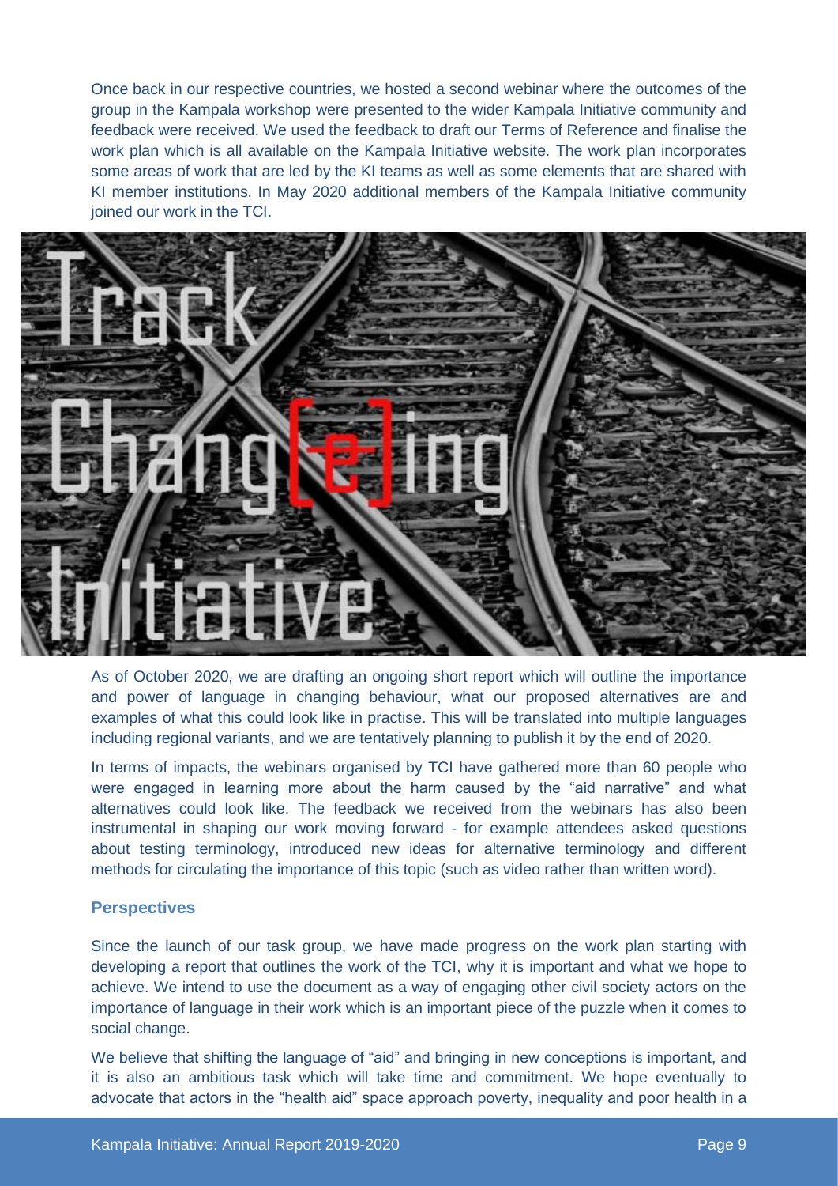Once back in our respective countries, we hosted a second webinar where the outcomes of the group in the Kampala workshop were presented to the wider Kampala Initiative community and feedback were received. We used the feedback to draft our Terms of Reference and finalise the work plan which is all available on the Kampala Initiative website. The work plan incorporates some areas of work that are led by the KI teams as well as some elements that are shared with KI member institutions. In May 2020 additional members of the Kampala Initiative community joined our work in the TCI.

As of October 2020, we are drafting an ongoing short report which will outline the importance and power of language in changing behaviour, what our proposed alternatives are and examples of what this could look like in practise. This will be translated into multiple languages including regional variants, and we are tentatively planning to publish it by the end of 2020.

In terms of impacts, the webinars organised by TCI have gathered more than 60 people who were engaged in learning more about the harm caused by the "aid narrative" and what alternatives could look like. The feedback we received from the webinars has also been instrumental in shaping our work moving forward - for example attendees asked questions about testing terminology, introduced new ideas for alternative terminology and different methods for circulating the importance of this topic (such as video rather than written word).

### Perspectives

Since the launch of our task group, we have made progress on the work plan starting with developing a report that outlines the work of the TCI, why it is important and what we hope to achieve. We intend to use the document as a way of engaging other civil society actors on the importance of language in their work which is an important piece of the puzzle when it comes to social change.

We believe that shifting the language of "aid" and bringing in new conceptions is important, and it is also an ambitious task which will take time and commitment. We hope eventually to advocate that actors in the "health aid" space approach poverty, inequality and poor health in a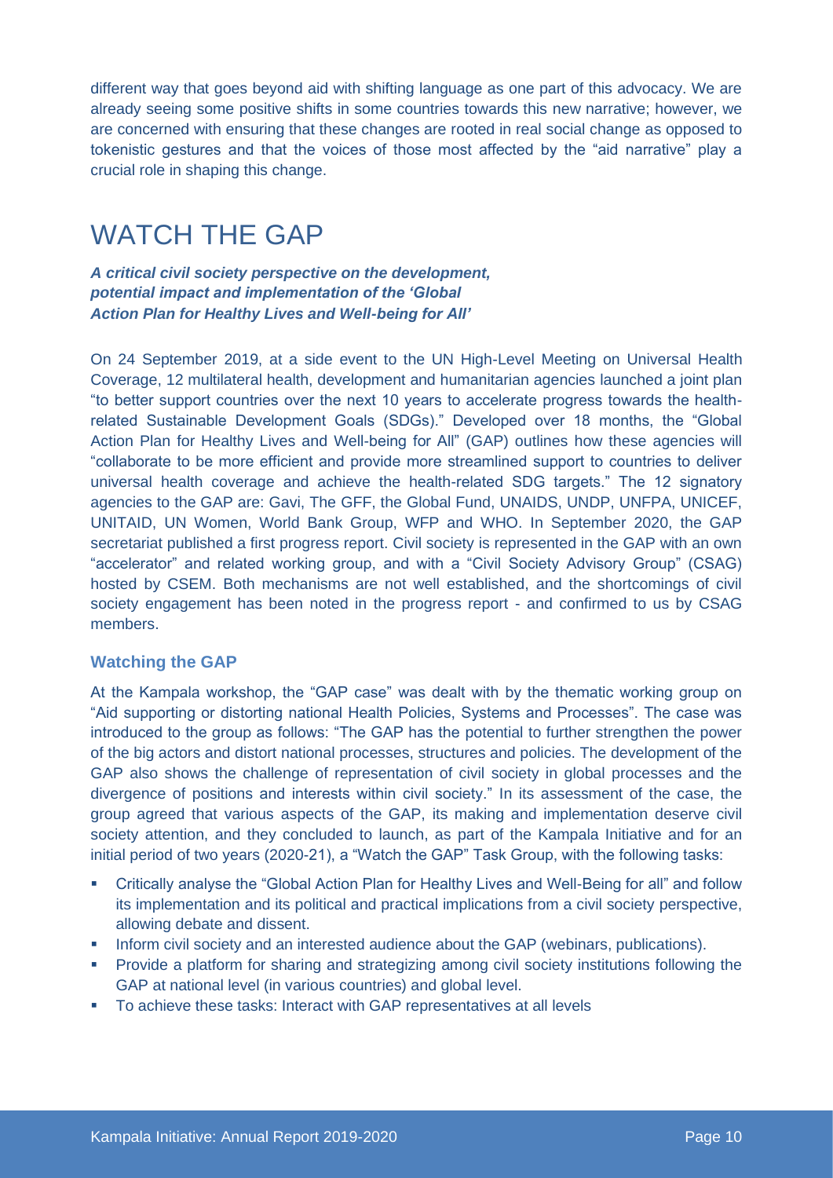different way that goes beyond aid with shifting language as one part of this advocacy. We are already seeing some positive shifts in some countries towards this new narrative; however, we are concerned with ensuring that these changes are rooted in real social change as opposed to tokenistic gestures and that the voices of those most affected by the "aid narrative" play a crucial role in shaping this change.

# WATCH THE GAP

***A critical civil society perspective on the development, potential impact and implementation of the 'Global Action Plan for Healthy Lives and Well-being for All'***

On 24 September 2019, at a side event to the UN High-Level Meeting on Universal Health Coverage, 12 multilateral health, development and humanitarian agencies launched a joint plan "to better support countries over the next 10 years to accelerate progress towards the health-related Sustainable Development Goals (SDGs)." Developed over 18 months, the "Global Action Plan for Healthy Lives and Well-being for All" (GAP) outlines how these agencies will "collaborate to be more efficient and provide more streamlined support to countries to deliver universal health coverage and achieve the health-related SDG targets." The 12 signatory agencies to the GAP are: Gavi, The GFF, the Global Fund, UNAIDS, UNDP, UNFPA, UNICEF, UNITAID, UN Women, World Bank Group, WFP and WHO. In September 2020, the GAP secretariat published a first progress report. Civil society is represented in the GAP with an own "accelerator" and related working group, and with a "Civil Society Advisory Group" (CSAG) hosted by CSEM. Both mechanisms are not well established, and the shortcomings of civil society engagement has been noted in the progress report - and confirmed to us by CSAG members.

### Watching the GAP

At the Kampala workshop, the "GAP case" was dealt with by the thematic working group on "Aid supporting or distorting national Health Policies, Systems and Processes". The case was introduced to the group as follows: "The GAP has the potential to further strengthen the power of the big actors and distort national processes, structures and policies. The development of the GAP also shows the challenge of representation of civil society in global processes and the divergence of positions and interests within civil society." In its assessment of the case, the group agreed that various aspects of the GAP, its making and implementation deserve civil society attention, and they concluded to launch, as part of the Kampala Initiative and for an initial period of two years (2020-21), a "Watch the GAP" Task Group, with the following tasks:

- Critically analyse the "Global Action Plan for Healthy Lives and Well-Being for all" and follow its implementation and its political and practical implications from a civil society perspective, allowing debate and dissent.
- Inform civil society and an interested audience about the GAP (webinars, publications).
- Provide a platform for sharing and strategizing among civil society institutions following the GAP at national level (in various countries) and global level.
- To achieve these tasks: Interact with GAP representatives at all levels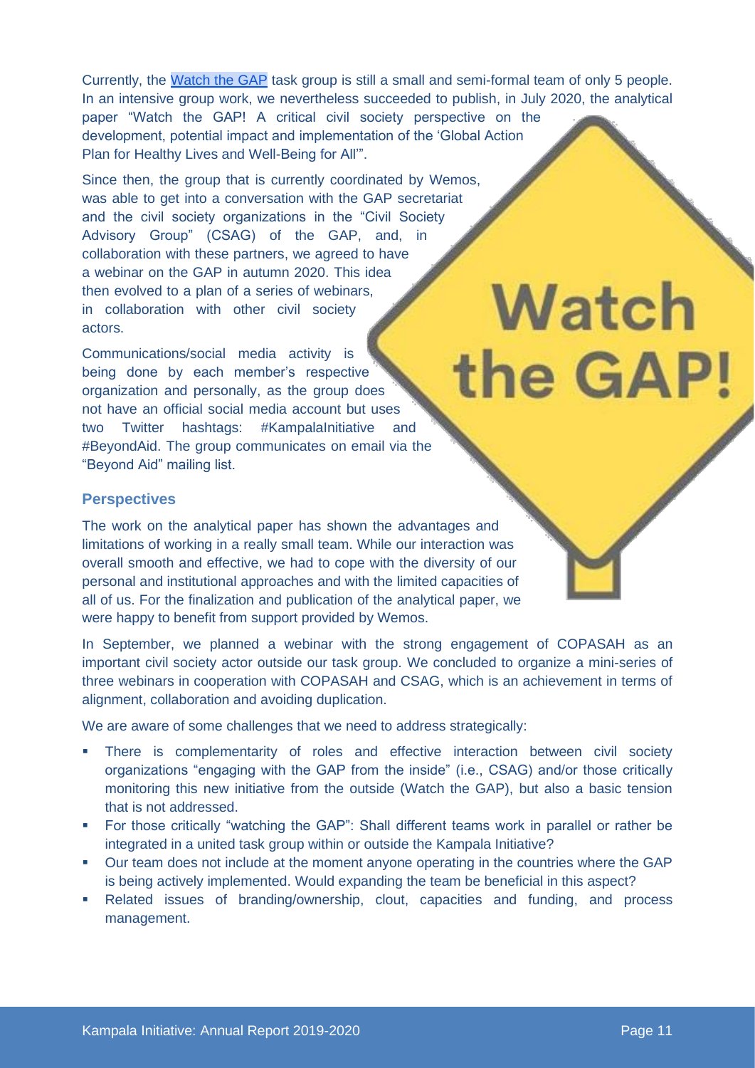Currently, the Watch the GAP task group is still a small and semi-formal team of only 5 people. In an intensive group work, we nevertheless succeeded to publish, in July 2020, the analytical paper "Watch the GAP! A critical civil society perspective on the development, potential impact and implementation of the 'Global Action Plan for Healthy Lives and Well-Being for All'".

Since then, the group that is currently coordinated by Wemos, was able to get into a conversation with the GAP secretariat and the civil society organizations in the "Civil Society Advisory Group" (CSAG) of the GAP, and, in collaboration with these partners, we agreed to have a webinar on the GAP in autumn 2020. This idea then evolved to a plan of a series of webinars, in collaboration with other civil society actors.

Communications/social media activity is being done by each member's respective organization and personally, as the group does not have an official social media account but uses two Twitter hashtags: #KampalaInitiative and #BeyondAid. The group communicates on email via the "Beyond Aid" mailing list.

### Perspectives

The work on the analytical paper has shown the advantages and limitations of working in a really small team. While our interaction was overall smooth and effective, we had to cope with the diversity of our personal and institutional approaches and with the limited capacities of all of us. For the finalization and publication of the analytical paper, we were happy to benefit from support provided by Wemos.

In September, we planned a webinar with the strong engagement of COPASAH as an important civil society actor outside our task group. We concluded to organize a mini-series of three webinars in cooperation with COPASAH and CSAG, which is an achievement in terms of alignment, collaboration and avoiding duplication.

We are aware of some challenges that we need to address strategically:

- There is complementarity of roles and effective interaction between civil society organizations "engaging with the GAP from the inside" (i.e., CSAG) and/or those critically monitoring this new initiative from the outside (Watch the GAP), but also a basic tension that is not addressed.
- For those critically "watching the GAP": Shall different teams work in parallel or rather be integrated in a united task group within or outside the Kampala Initiative?
- Our team does not include at the moment anyone operating in the countries where the GAP is being actively implemented. Would expanding the team be beneficial in this aspect?
- Related issues of branding/ownership, clout, capacities and funding, and process management.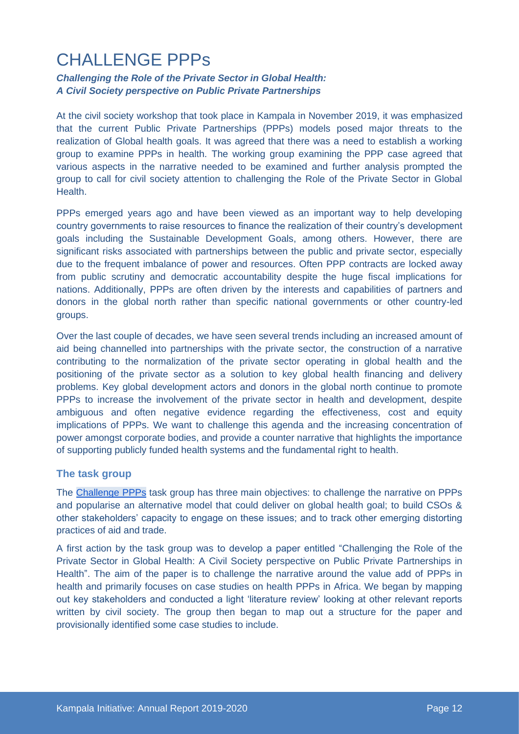# CHALLENGE PPPs

***Challenging the Role of the Private Sector in Global Health: A Civil Society perspective on Public Private Partnerships***

At the civil society workshop that took place in Kampala in November 2019, it was emphasized that the current Public Private Partnerships (PPPs) models posed major threats to the realization of Global health goals. It was agreed that there was a need to establish a working group to examine PPPs in health. The working group examining the PPP case agreed that various aspects in the narrative needed to be examined and further analysis prompted the group to call for civil society attention to challenging the Role of the Private Sector in Global Health.

PPPs emerged years ago and have been viewed as an important way to help developing country governments to raise resources to finance the realization of their country's development goals including the Sustainable Development Goals, among others. However, there are significant risks associated with partnerships between the public and private sector, especially due to the frequent imbalance of power and resources. Often PPP contracts are locked away from public scrutiny and democratic accountability despite the huge fiscal implications for nations. Additionally, PPPs are often driven by the interests and capabilities of partners and donors in the global north rather than specific national governments or other country-led groups.

Over the last couple of decades, we have seen several trends including an increased amount of aid being channelled into partnerships with the private sector, the construction of a narrative contributing to the normalization of the private sector operating in global health and the positioning of the private sector as a solution to key global health financing and delivery problems. Key global development actors and donors in the global north continue to promote PPPs to increase the involvement of the private sector in health and development, despite ambiguous and often negative evidence regarding the effectiveness, cost and equity implications of PPPs. We want to challenge this agenda and the increasing concentration of power amongst corporate bodies, and provide a counter narrative that highlights the importance of supporting publicly funded health systems and the fundamental right to health.

## The task group

The Challenge PPPs task group has three main objectives: to challenge the narrative on PPPs and popularise an alternative model that could deliver on global health goal; to build CSOs & other stakeholders' capacity to engage on these issues; and to track other emerging distorting practices of aid and trade.

A first action by the task group was to develop a paper entitled "Challenging the Role of the Private Sector in Global Health: A Civil Society perspective on Public Private Partnerships in Health". The aim of the paper is to challenge the narrative around the value add of PPPs in health and primarily focuses on case studies on health PPPs in Africa. We began by mapping out key stakeholders and conducted a light 'literature review' looking at other relevant reports written by civil society. The group then began to map out a structure for the paper and provisionally identified some case studies to include.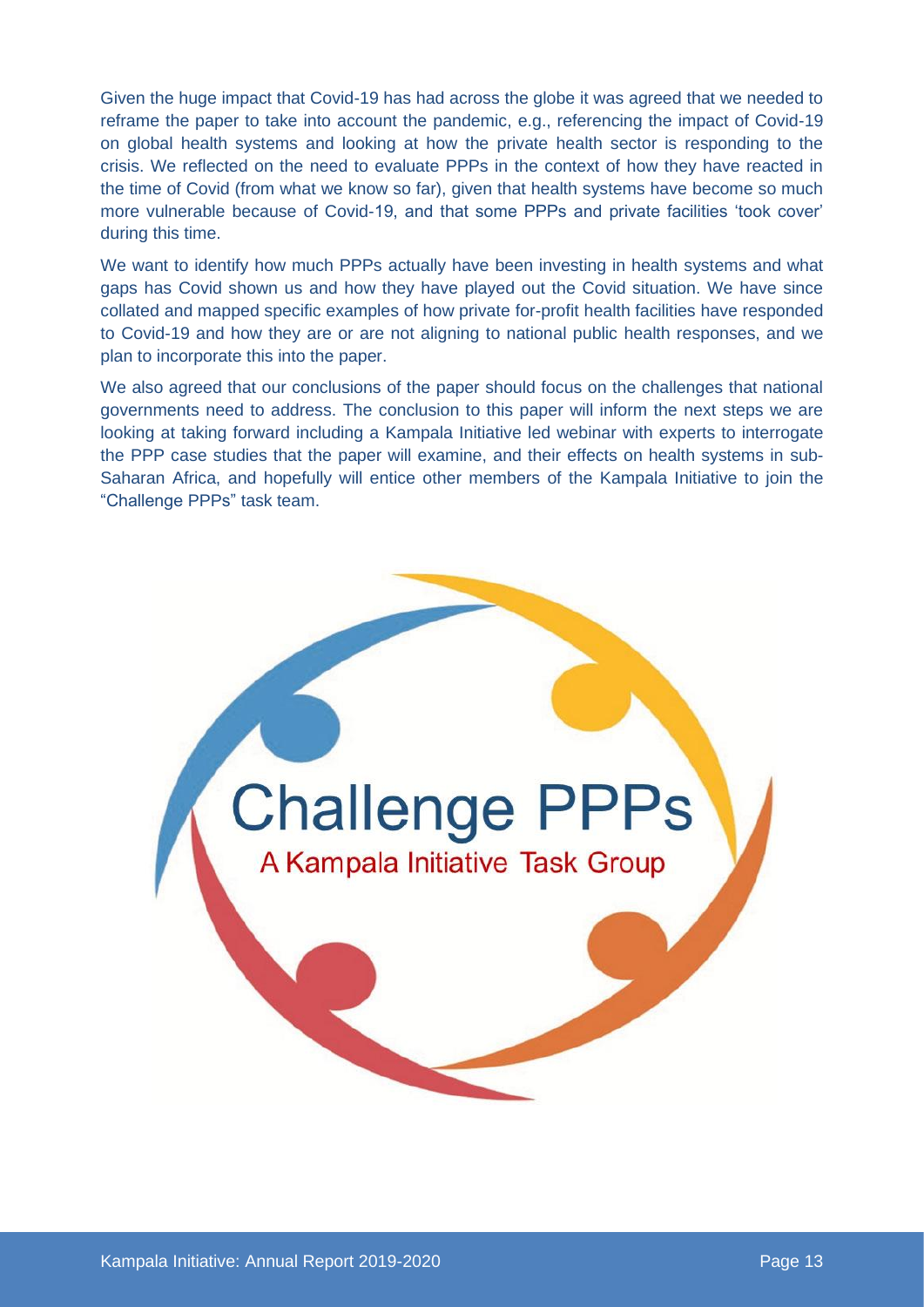Given the huge impact that Covid-19 has had across the globe it was agreed that we needed to reframe the paper to take into account the pandemic, e.g., referencing the impact of Covid-19 on global health systems and looking at how the private health sector is responding to the crisis. We reflected on the need to evaluate PPPs in the context of how they have reacted in the time of Covid (from what we know so far), given that health systems have become so much more vulnerable because of Covid-19, and that some PPPs and private facilities 'took cover' during this time.

We want to identify how much PPPs actually have been investing in health systems and what gaps has Covid shown us and how they have played out the Covid situation. We have since collated and mapped specific examples of how private for-profit health facilities have responded to Covid-19 and how they are or are not aligning to national public health responses, and we plan to incorporate this into the paper.

We also agreed that our conclusions of the paper should focus on the challenges that national governments need to address. The conclusion to this paper will inform the next steps we are looking at taking forward including a Kampala Initiative led webinar with experts to interrogate the PPP case studies that the paper will examine, and their effects on health systems in sub-Saharan Africa, and hopefully will entice other members of the Kampala Initiative to join the "Challenge PPPs" task team.

Challenge PPPs

A Kampala Initiative Task Group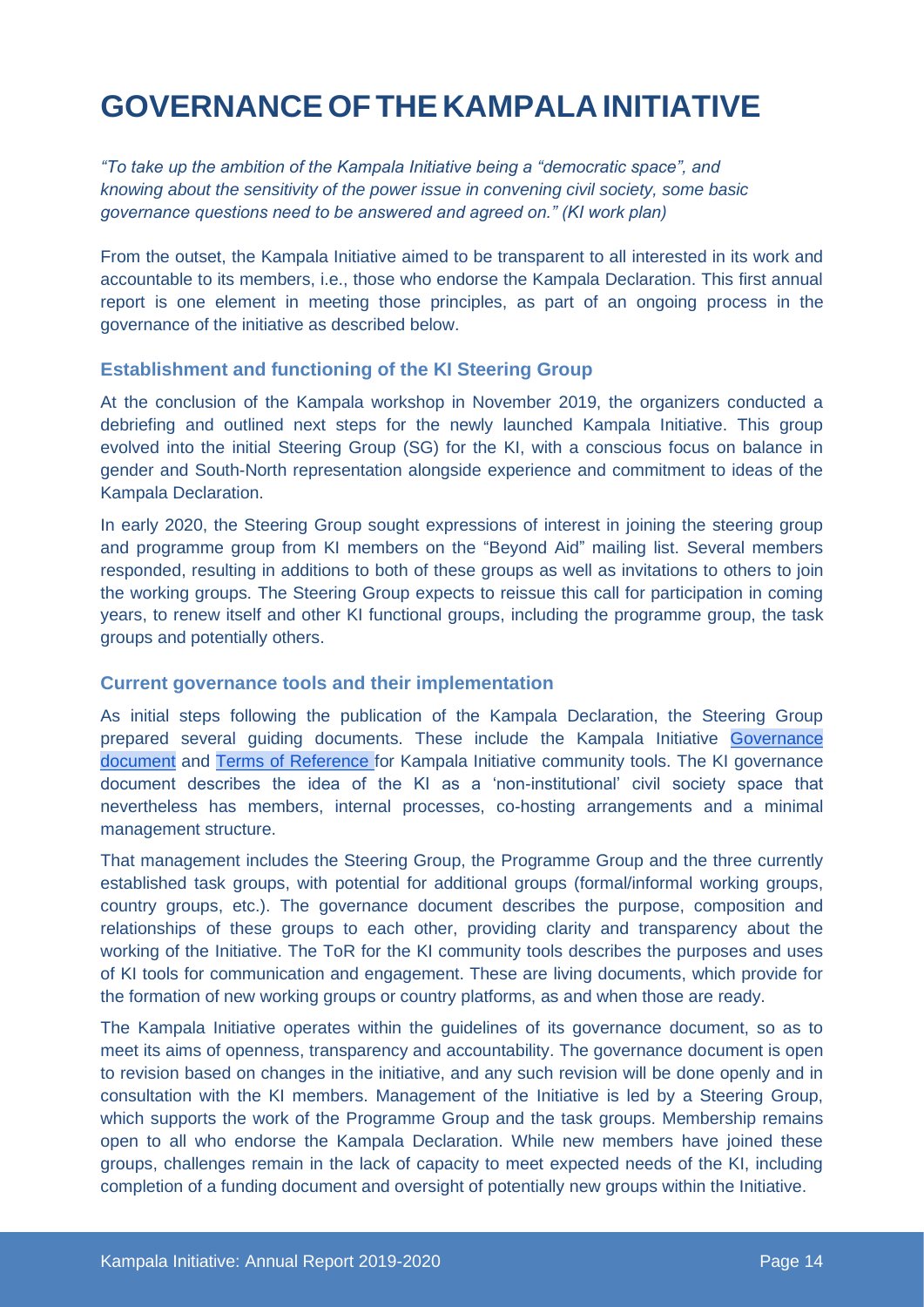# GOVERNANCE OF THE KAMPALA INITIATIVE

*"To take up the ambition of the Kampala Initiative being a "democratic space", and knowing about the sensitivity of the power issue in convening civil society, some basic governance questions need to be answered and agreed on." (KI work plan)*

From the outset, the Kampala Initiative aimed to be transparent to all interested in its work and accountable to its members, i.e., those who endorse the Kampala Declaration. This first annual report is one element in meeting those principles, as part of an ongoing process in the governance of the initiative as described below.

### Establishment and functioning of the KI Steering Group

At the conclusion of the Kampala workshop in November 2019, the organizers conducted a debriefing and outlined next steps for the newly launched Kampala Initiative. This group evolved into the initial Steering Group (SG) for the KI, with a conscious focus on balance in gender and South-North representation alongside experience and commitment to ideas of the Kampala Declaration.

In early 2020, the Steering Group sought expressions of interest in joining the steering group and programme group from KI members on the "Beyond Aid" mailing list. Several members responded, resulting in additions to both of these groups as well as invitations to others to join the working groups. The Steering Group expects to reissue this call for participation in coming years, to renew itself and other KI functional groups, including the programme group, the task groups and potentially others.

### Current governance tools and their implementation

As initial steps following the publication of the Kampala Declaration, the Steering Group prepared several guiding documents. These include the Kampala Initiative Governance document and Terms of Reference for Kampala Initiative community tools. The KI governance document describes the idea of the KI as a 'non-institutional' civil society space that nevertheless has members, internal processes, co-hosting arrangements and a minimal management structure.

That management includes the Steering Group, the Programme Group and the three currently established task groups, with potential for additional groups (formal/informal working groups, country groups, etc.). The governance document describes the purpose, composition and relationships of these groups to each other, providing clarity and transparency about the working of the Initiative. The ToR for the KI community tools describes the purposes and uses of KI tools for communication and engagement. These are living documents, which provide for the formation of new working groups or country platforms, as and when those are ready.

The Kampala Initiative operates within the guidelines of its governance document, so as to meet its aims of openness, transparency and accountability. The governance document is open to revision based on changes in the initiative, and any such revision will be done openly and in consultation with the KI members. Management of the Initiative is led by a Steering Group, which supports the work of the Programme Group and the task groups. Membership remains open to all who endorse the Kampala Declaration. While new members have joined these groups, challenges remain in the lack of capacity to meet expected needs of the KI, including completion of a funding document and oversight of potentially new groups within the Initiative.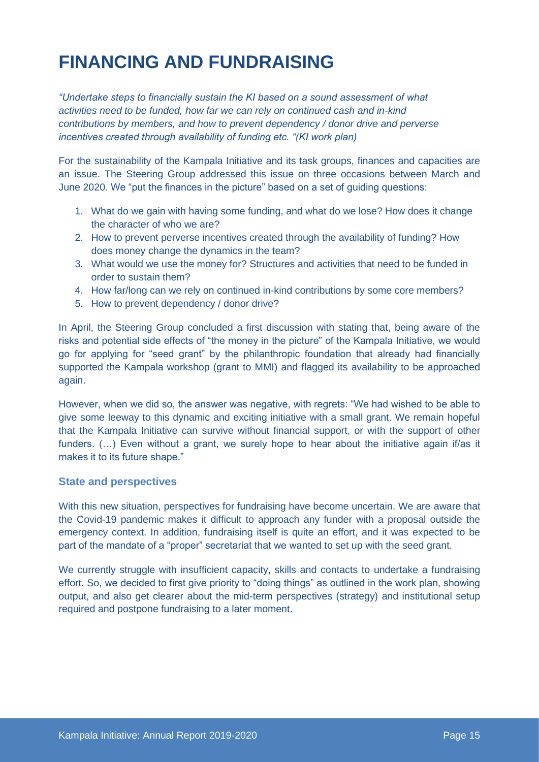# FINANCING AND FUNDRAISING

*"Undertake steps to financially sustain the KI based on a sound assessment of what activities need to be funded, how far we can rely on continued cash and in-kind contributions by members, and how to prevent dependency / donor drive and perverse incentives created through availability of funding etc. "(KI work plan)*

For the sustainability of the Kampala Initiative and its task groups, finances and capacities are an issue. The Steering Group addressed this issue on three occasions between March and June 2020. We "put the finances in the picture" based on a set of guiding questions:

1. What do we gain with having some funding, and what do we lose? How does it change the character of who we are?
2. How to prevent perverse incentives created through the availability of funding? How does money change the dynamics in the team?
3. What would we use the money for? Structures and activities that need to be funded in order to sustain them?
4. How far/long can we rely on continued in-kind contributions by some core members?
5. How to prevent dependency / donor drive?

In April, the Steering Group concluded a first discussion with stating that, being aware of the risks and potential side effects of "the money in the picture" of the Kampala Initiative, we would go for applying for "seed grant" by the philanthropic foundation that already had financially supported the Kampala workshop (grant to MMI) and flagged its availability to be approached again.

However, when we did so, the answer was negative, with regrets: "We had wished to be able to give some leeway to this dynamic and exciting initiative with a small grant. We remain hopeful that the Kampala Initiative can survive without financial support, or with the support of other funders. (…) Even without a grant, we surely hope to hear about the initiative again if/as it makes it to its future shape."

### State and perspectives

With this new situation, perspectives for fundraising have become uncertain. We are aware that the Covid-19 pandemic makes it difficult to approach any funder with a proposal outside the emergency context. In addition, fundraising itself is quite an effort, and it was expected to be part of the mandate of a "proper" secretariat that we wanted to set up with the seed grant.

We currently struggle with insufficient capacity, skills and contacts to undertake a fundraising effort. So, we decided to first give priority to "doing things" as outlined in the work plan, showing output, and also get clearer about the mid-term perspectives (strategy) and institutional setup required and postpone fundraising to a later moment.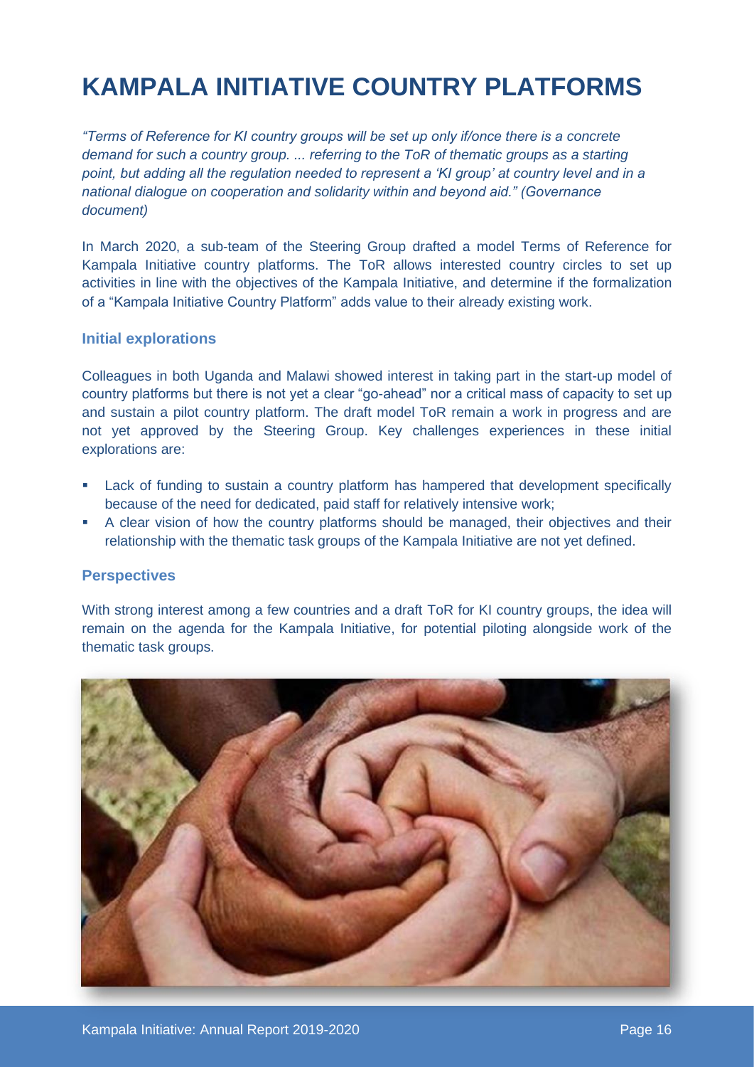# KAMPALA INITIATIVE COUNTRY PLATFORMS

*"Terms of Reference for KI country groups will be set up only if/once there is a concrete demand for such a country group. ... referring to the ToR of thematic groups as a starting point, but adding all the regulation needed to represent a 'KI group' at country level and in a national dialogue on cooperation and solidarity within and beyond aid." (Governance document)*

In March 2020, a sub-team of the Steering Group drafted a model Terms of Reference for Kampala Initiative country platforms. The ToR allows interested country circles to set up activities in line with the objectives of the Kampala Initiative, and determine if the formalization of a "Kampala Initiative Country Platform" adds value to their already existing work.

### Initial explorations

Colleagues in both Uganda and Malawi showed interest in taking part in the start-up model of country platforms but there is not yet a clear "go-ahead" nor a critical mass of capacity to set up and sustain a pilot country platform. The draft model ToR remain a work in progress and are not yet approved by the Steering Group. Key challenges experiences in these initial explorations are:

- Lack of funding to sustain a country platform has hampered that development specifically because of the need for dedicated, paid staff for relatively intensive work;
- A clear vision of how the country platforms should be managed, their objectives and their relationship with the thematic task groups of the Kampala Initiative are not yet defined.

### Perspectives

With strong interest among a few countries and a draft ToR for KI country groups, the idea will remain on the agenda for the Kampala Initiative, for potential piloting alongside work of the thematic task groups.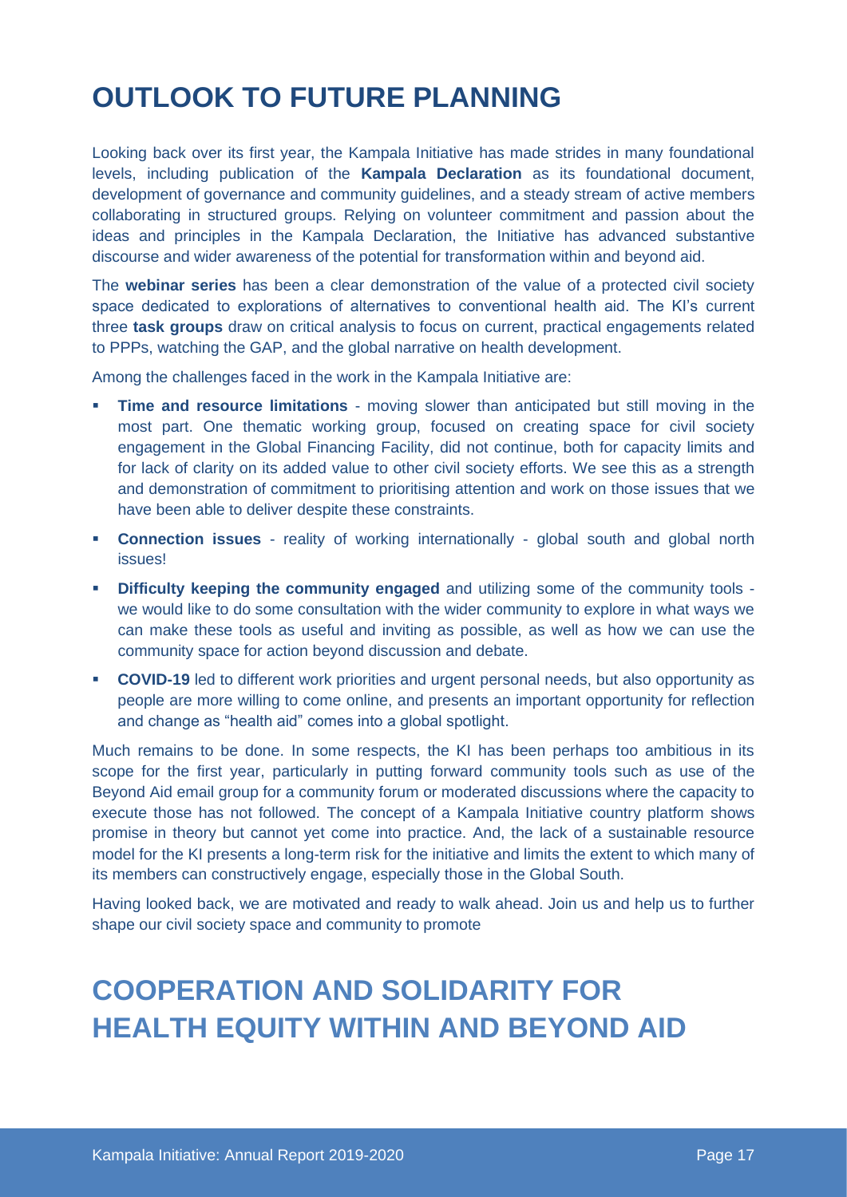# OUTLOOK TO FUTURE PLANNING

Looking back over its first year, the Kampala Initiative has made strides in many foundational levels, including publication of the **Kampala Declaration** as its foundational document, development of governance and community guidelines, and a steady stream of active members collaborating in structured groups. Relying on volunteer commitment and passion about the ideas and principles in the Kampala Declaration, the Initiative has advanced substantive discourse and wider awareness of the potential for transformation within and beyond aid.

The **webinar series** has been a clear demonstration of the value of a protected civil society space dedicated to explorations of alternatives to conventional health aid. The KI's current three **task groups** draw on critical analysis to focus on current, practical engagements related to PPPs, watching the GAP, and the global narrative on health development.

Among the challenges faced in the work in the Kampala Initiative are:

- **Time and resource limitations** - moving slower than anticipated but still moving in the most part. One thematic working group, focused on creating space for civil society engagement in the Global Financing Facility, did not continue, both for capacity limits and for lack of clarity on its added value to other civil society efforts. We see this as a strength and demonstration of commitment to prioritising attention and work on those issues that we have been able to deliver despite these constraints.
- **Connection issues** - reality of working internationally - global south and global north issues!
- **Difficulty keeping the community engaged** and utilizing some of the community tools - we would like to do some consultation with the wider community to explore in what ways we can make these tools as useful and inviting as possible, as well as how we can use the community space for action beyond discussion and debate.
- **COVID-19** led to different work priorities and urgent personal needs, but also opportunity as people are more willing to come online, and presents an important opportunity for reflection and change as "health aid" comes into a global spotlight.

Much remains to be done. In some respects, the KI has been perhaps too ambitious in its scope for the first year, particularly in putting forward community tools such as use of the Beyond Aid email group for a community forum or moderated discussions where the capacity to execute those has not followed. The concept of a Kampala Initiative country platform shows promise in theory but cannot yet come into practice. And, the lack of a sustainable resource model for the KI presents a long-term risk for the initiative and limits the extent to which many of its members can constructively engage, especially those in the Global South.

Having looked back, we are motivated and ready to walk ahead. Join us and help us to further shape our civil society space and community to promote

# COOPERATION AND SOLIDARITY FOR HEALTH EQUITY WITHIN AND BEYOND AID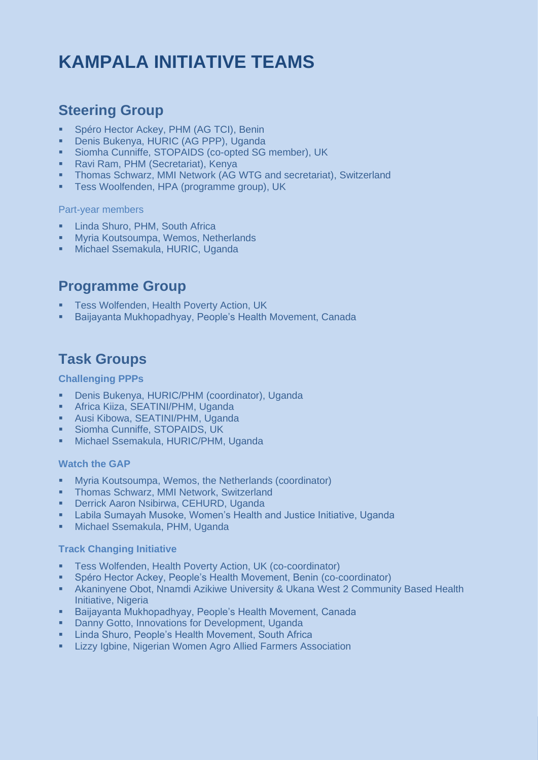# KAMPALA INITIATIVE TEAMS

## Steering Group

- Spéro Hector Ackey, PHM (AG TCI), Benin
- Denis Bukenya, HURIC (AG PPP), Uganda
- Siomha Cunniffe, STOPAIDS (co-opted SG member), UK
- Ravi Ram, PHM (Secretariat), Kenya
- Thomas Schwarz, MMI Network (AG WTG and secretariat), Switzerland
- Tess Woolfenden, HPA (programme group), UK

#### Part-year members

- Linda Shuro, PHM, South Africa
- Myria Koutsoumpa, Wemos, Netherlands
- Michael Ssemakula, HURIC, Uganda

## Programme Group

- Tess Wolfenden, Health Poverty Action, UK
- Baijayanta Mukhopadhyay, People's Health Movement, Canada

## Task Groups

### Challenging PPPs

- Denis Bukenya, HURIC/PHM (coordinator), Uganda
- Africa Kiiza, SEATINI/PHM, Uganda
- Ausi Kibowa, SEATINI/PHM, Uganda
- Siomha Cunniffe, STOPAIDS, UK
- Michael Ssemakula, HURIC/PHM, Uganda

### Watch the GAP

- Myria Koutsoumpa, Wemos, the Netherlands (coordinator)
- Thomas Schwarz, MMI Network, Switzerland
- Derrick Aaron Nsibirwa, CEHURD, Uganda
- Labila Sumayah Musoke, Women's Health and Justice Initiative, Uganda
- Michael Ssemakula, PHM, Uganda

### Track Changing Initiative

- Tess Wolfenden, Health Poverty Action, UK (co-coordinator)
- Spéro Hector Ackey, People's Health Movement, Benin (co-coordinator)
- Akaninyene Obot, Nnamdi Azikiwe University & Ukana West 2 Community Based Health Initiative, Nigeria
- Baijayanta Mukhopadhyay, People's Health Movement, Canada
- Danny Gotto, Innovations for Development, Uganda
- Linda Shuro, People's Health Movement, South Africa
- Lizzy Igbine, Nigerian Women Agro Allied Farmers Association